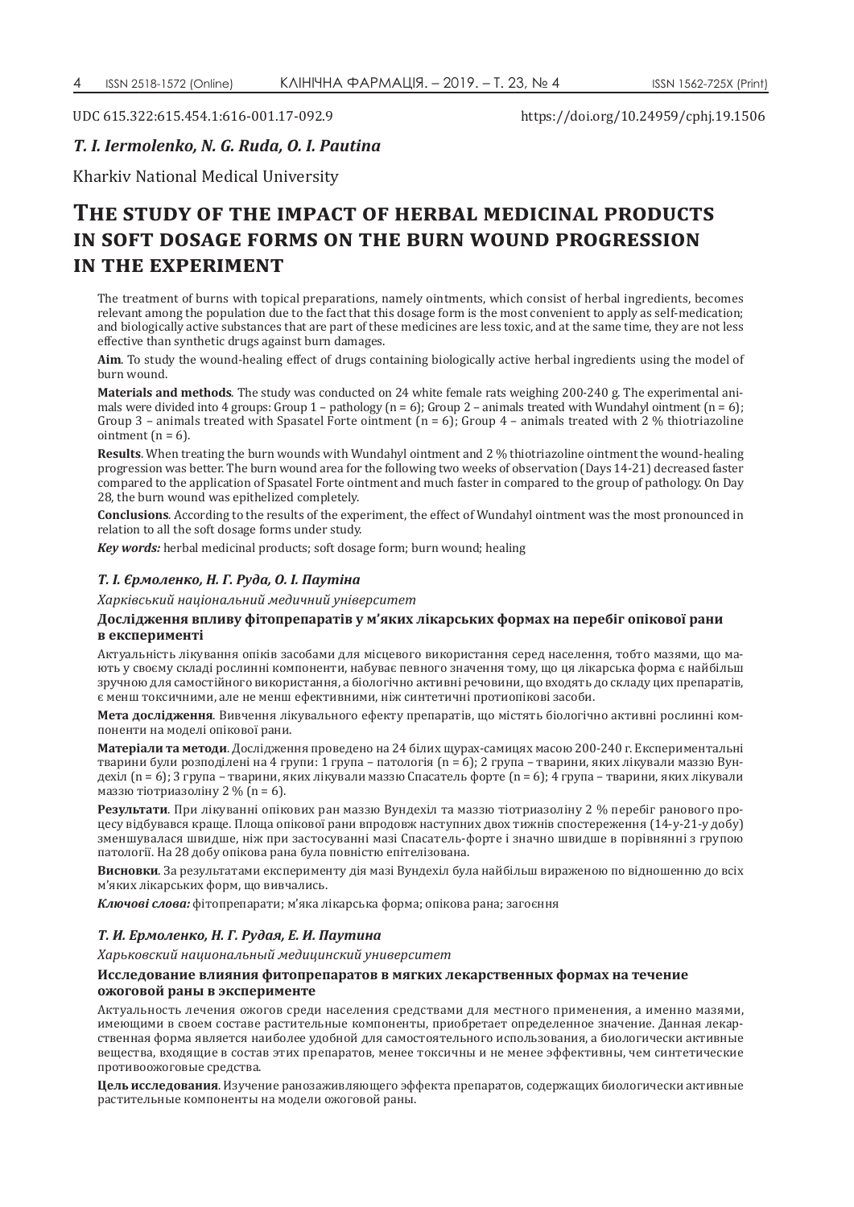UDC 615.322:615.454.1:616-001.17-092.9 https://doi.org/10.24959/cphj.19.1506

*T. I. Iermolenko, N. G. Ruda, O. I. Pautina*

Kharkiv National Medical University

# The study of the impact of herbal medicinal products in soft dosage forms on the burn wound progression in the experiment

The treatment of burns with topical preparations, namely ointments, which consist of herbal ingredients, becomes relevant among the population due to the fact that this dosage form is the most convenient to apply as self-medication; and biologically active substances that are part of these medicines are less toxic, and at the same time, they are not less effective than synthetic drugs against burn damages.

**Aim**. To study the wound-healing effect of drugs containing biologically active herbal ingredients using the model of burn wound.

**Materials and methods**. The study was conducted on 24 white female rats weighing 200-240 g. The experimental animals were divided into 4 groups: Group 1 – pathology (n = 6); Group 2 – animals treated with Wundahyl ointment (n = 6); Group 3 – animals treated with Spasatel Forte ointment (n = 6); Group 4 – animals treated with 2 % thiotriazoline ointment (n = 6).

**Results**. When treating the burn wounds with Wundahyl ointment and 2 % thiotriazoline ointment the wound-healing progression was better. The burn wound area for the following two weeks of observation (Days 14-21) decreased faster compared to the application of Spasatel Forte ointment and much faster in compared to the group of pathology. On Day 28, the burn wound was epithelized completely.

**Conclusions**. According to the results of the experiment, the effect of Wundahyl ointment was the most pronounced in relation to all the soft dosage forms under study.

***Key words:*** herbal medicinal products; soft dosage form; burn wound; healing

*Т. І. Єрмоленко, Н. Г. Руда, О. І. Паутіна*

*Харківський національний медичний університет*

**Дослідження впливу фітопрепаратів у м'яких лікарських формах на перебіг опікової рани в експерименті**

Актуальність лікування опіків засобами для місцевого використання серед населення, тобто мазями, що мають у своєму складі рослинні компоненти, набуває певного значення тому, що ця лікарська форма є найбільш зручною для самостійного використання, а біологічно активні речовини, що входять до складу цих препаратів, є менш токсичними, але не менш ефективними, ніж синтетичні протиопікові засоби.

**Мета дослідження**. Вивчення лікувального ефекту препаратів, що містять біологічно активні рослинні компоненти на моделі опікової рани.

**Матеріали та методи**. Дослідження проведено на 24 білих щурах-самицях масою 200-240 г. Експериментальні тварини були розподілені на 4 групи: 1 група – патологія (n = 6); 2 група – тварини, яких лікували маззю Вундехіл (n = 6); 3 група – тварини, яких лікували маззю Спасатель форте (n = 6); 4 група – тварини, яких лікували маззю тіотриазоліну 2 % (n = 6).

**Результати**. При лікуванні опікових ран маззю Вундехіл та маззю тіотриазоліну 2 % перебіг ранового процесу відбувався краще. Площа опікової рани впродовж наступних двох тижнів спостереження (14-у-21-у добу) зменшувалася швидше, ніж при застосуванні мазі Спасатель-форте і значно швидше в порівнянні з групою патології. На 28 добу опікова рана була повністю епітелізована.

**Висновки**. За результатами експерименту дія мазі Вундехіл була найбільш вираженою по відношенню до всіх м'яких лікарських форм, що вивчались.

***Ключові слова:*** фітопрепарати; м'яка лікарська форма; опікова рана; загоєння

*Т. И. Ермоленко, Н. Г. Рудая, Е. И. Паутина*

*Харьковский национальный медицинский университет*

**Исследование влияния фитопрепаратов в мягких лекарственных формах на течение ожоговой раны в эксперименте**

Актуальность лечения ожогов среди населения средствами для местного применения, а именно мазями, имеющими в своем составе растительные компоненты, приобретает определенное значение. Данная лекарственная форма является наиболее удобной для самостоятельного использования, а биологически активные вещества, входящие в состав этих препаратов, менее токсичны и не менее эффективны, чем синтетические противоожоговые средства.

**Цель исследования**. Изучение ранозаживляющего эффекта препаратов, содержащих биологически активные растительные компоненты на модели ожоговой раны.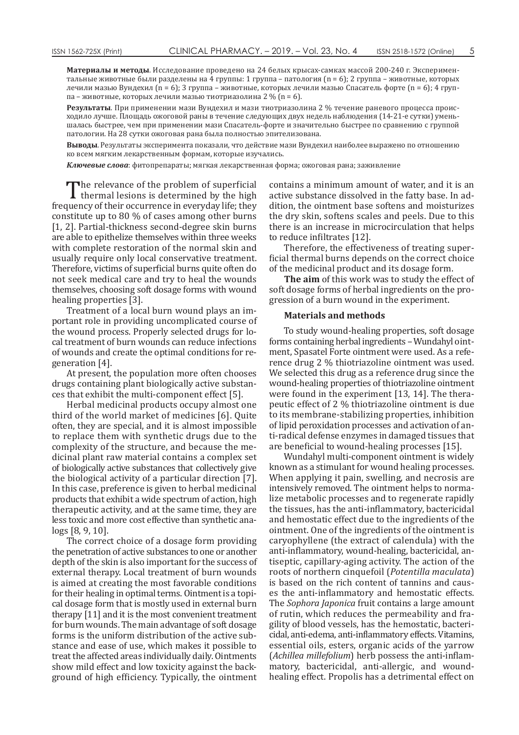**Материалы и методы**. Исследование проведено на 24 белых крысах-самках массой 200-240 г. Экспериментальные животные были разделены на 4 группы: 1 группа – патология (n = 6); 2 группа – животные, которых лечили мазью Вундехил (n = 6); 3 группа – животные, которых лечили мазью Спасатель форте (n = 6); 4 группа – животные, которых лечили мазью тиотриазолина 2 % (n = 6).

**Результаты**. При применении мази Вундехил и мази тиотриазолина 2 % течение раневого процесса происходило лучше. Площадь ожоговой раны в течение следующих двух недель наблюдения (14-21-е сутки) уменьшалась быстрее, чем при применении мази Спасатель-форте и значительно быстрее по сравнению с группой патологии. На 28 сутки ожоговая рана была полностью эпителизована.

**Выводы**. Результаты эксперимента показали, что действие мази Вундехил наиболее выражено по отношению ко всем мягким лекарственным формам, которые изучались.

***Ключевые слова***: фитопрепараты; мягкая лекарственная форма; ожоговая рана; заживление

The relevance of the problem of superficial thermal lesions is determined by the high frequency of their occurrence in everyday life; they constitute up to 80 % of cases among other burns [1, 2]. Partial-thickness second-degree skin burns are able to epithelize themselves within three weeks with complete restoration of the normal skin and usually require only local conservative treatment. Therefore, victims of superficial burns quite often do not seek medical care and try to heal the wounds themselves, choosing soft dosage forms with wound healing properties [3].

Treatment of a local burn wound plays an important role in providing uncomplicated course of the wound process. Properly selected drugs for local treatment of burn wounds can reduce infections of wounds and create the optimal conditions for regeneration [4].

At present, the population more often chooses drugs containing plant biologically active substances that exhibit the multi-component effect [5].

Herbal medicinal products occupy almost one third of the world market of medicines [6]. Quite often, they are special, and it is almost impossible to replace them with synthetic drugs due to the complexity of the structure, and because the medicinal plant raw material contains a complex set of biologically active substances that collectively give the biological activity of a particular direction [7]. In this case, preference is given to herbal medicinal products that exhibit a wide spectrum of action, high therapeutic activity, and at the same time, they are less toxic and more cost effective than synthetic analogs [8, 9, 10].

The correct choice of a dosage form providing the penetration of active substances to one or another depth of the skin is also important for the success of external therapy. Local treatment of burn wounds is aimed at creating the most favorable conditions for their healing in optimal terms. Ointment is a topical dosage form that is mostly used in external burn therapy [11] and it is the most convenient treatment for burn wounds. The main advantage of soft dosage forms is the uniform distribution of the active substance and ease of use, which makes it possible to treat the affected areas individually daily. Ointments show mild effect and low toxicity against the background of high efficiency. Typically, the ointment contains a minimum amount of water, and it is an active substance dissolved in the fatty base. In addition, the ointment base softens and moisturizes the dry skin, softens scales and peels. Due to this there is an increase in microcirculation that helps to reduce infiltrates [12].

Therefore, the effectiveness of treating superficial thermal burns depends on the correct choice of the medicinal product and its dosage form.

**The aim** of this work was to study the effect of soft dosage forms of herbal ingredients on the progression of a burn wound in the experiment.

### Materials and methods

To study wound-healing properties, soft dosage forms containing herbal ingredients – Wundahyl ointment, Spasatel Forte ointment were used. As a reference drug 2 % thiotriazoline ointment was used. We selected this drug as a reference drug since the wound-healing properties of thiotriazoline ointment were found in the experiment [13, 14]. The therapeutic effect of 2 % thiotriazoline ointment is due to its membrane-stabilizing properties, inhibition of lipid peroxidation processes and activation of anti-radical defense enzymes in damaged tissues that are beneficial to wound-healing processes [15].

Wundahyl multi-component ointment is widely known as a stimulant for wound healing processes. When applying it pain, swelling, and necrosis are intensively removed. The ointment helps to normalize metabolic processes and to regenerate rapidly the tissues, has the anti-inflammatory, bactericidal and hemostatic effect due to the ingredients of the ointment. One of the ingredients of the ointment is caryophyllene (the extract of calendula) with the anti-inflammatory, wound-healing, bactericidal, antiseptic, capillary-aging activity. The action of the roots of northern cinquefoil (*Potentilla maculata*) is based on the rich content of tannins and causes the anti-inflammatory and hemostatic effects. The *Sophora Japonica* fruit contains a large amount of rutin, which reduces the permeability and fragility of blood vessels, has the hemostatic, bactericidal, anti-edema, anti-inflammatory effects. Vitamins, essential oils, esters, organic acids of the yarrow (*Achillea millefolium*) herb possess the anti-inflammatory, bactericidal, anti-allergic, and wound-healing effect. Propolis has a detrimental effect on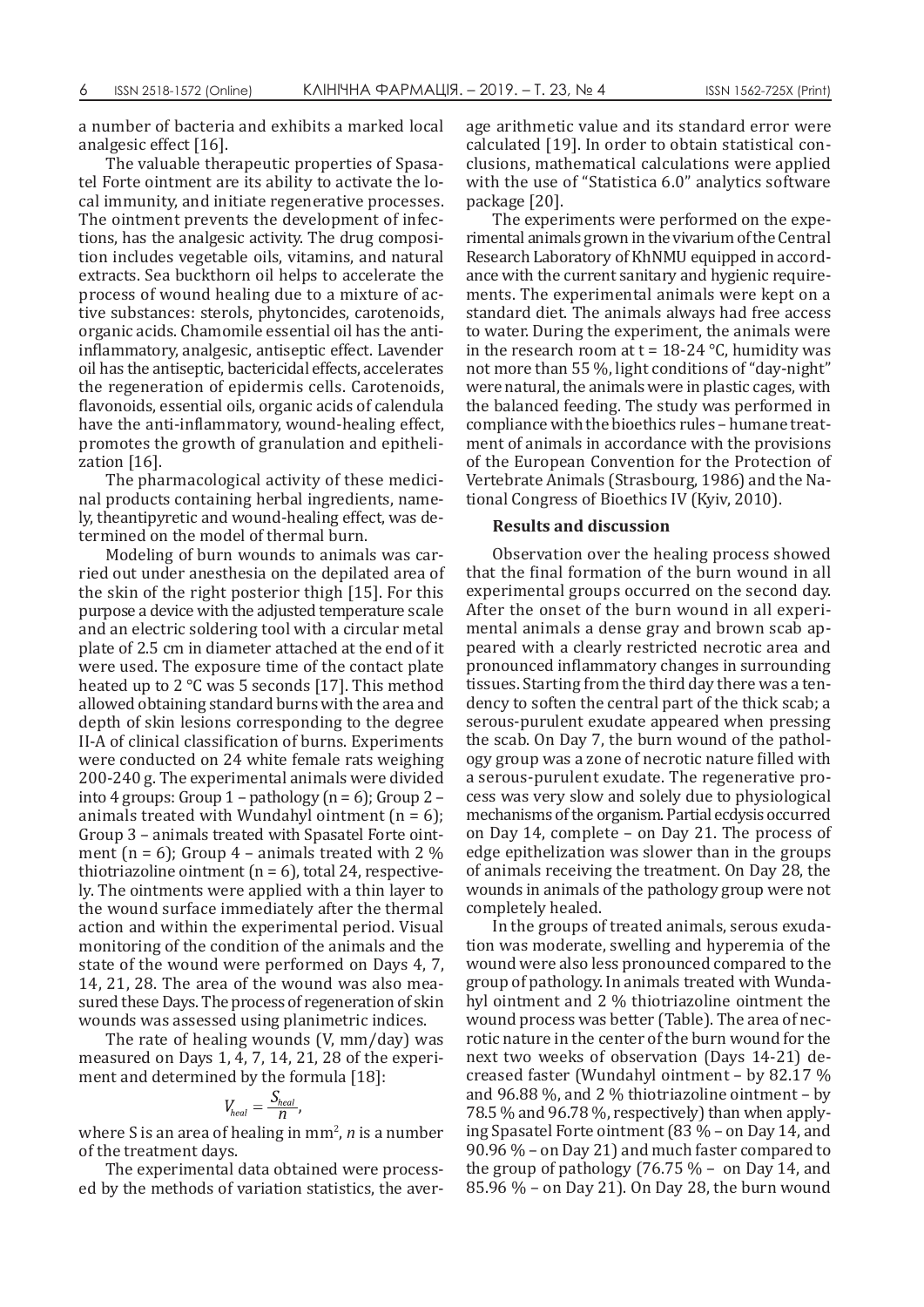a number of bacteria and exhibits a marked local analgesic effect [16].

The valuable therapeutic properties of Spasatel Forte ointment are its ability to activate the local immunity, and initiate regenerative processes. The ointment prevents the development of infections, has the analgesic activity. The drug composition includes vegetable oils, vitamins, and natural extracts. Sea buckthorn oil helps to accelerate the process of wound healing due to a mixture of active substances: sterols, phytoncides, carotenoids, organic acids. Chamomile essential oil has the anti-inflammatory, analgesic, antiseptic effect. Lavender oil has the antiseptic, bactericidal effects, accelerates the regeneration of epidermis cells. Carotenoids, flavonoids, essential oils, organic acids of calendula have the anti-inflammatory, wound-healing effect, promotes the growth of granulation and epithelization [16].

The pharmacological activity of these medicinal products containing herbal ingredients, namely, theantipyretic and wound-healing effect, was determined on the model of thermal burn.

Modeling of burn wounds to animals was carried out under anesthesia on the depilated area of the skin of the right posterior thigh [15]. For this purpose a device with the adjusted temperature scale and an electric soldering tool with a circular metal plate of 2.5 cm in diameter attached at the end of it were used. The exposure time of the contact plate heated up to 2 °C was 5 seconds [17]. This method allowed obtaining standard burns with the area and depth of skin lesions corresponding to the degree II-A of clinical classification of burns. Experiments were conducted on 24 white female rats weighing 200-240 g. The experimental animals were divided into 4 groups: Group 1 – pathology (n = 6); Group 2 – animals treated with Wundahyl ointment (n = 6); Group 3 – animals treated with Spasatel Forte ointment (n = 6); Group 4 – animals treated with 2 % thiotriazoline ointment (n = 6), total 24, respectively. The ointments were applied with a thin layer to the wound surface immediately after the thermal action and within the experimental period. Visual monitoring of the condition of the animals and the state of the wound were performed on Days 4, 7, 14, 21, 28. The area of the wound was also measured these Days. The process of regeneration of skin wounds was assessed using planimetric indices.

The rate of healing wounds (V, mm/day) was measured on Days 1, 4, 7, 14, 21, 28 of the experiment and determined by the formula [18]:

$$V_{heal} = \frac{S_{heal}}{n},$$

where S is an area of healing in mm$^2$, *n* is a number of the treatment days.

The experimental data obtained were processed by the methods of variation statistics, the average arithmetic value and its standard error were calculated [19]. In order to obtain statistical conclusions, mathematical calculations were applied with the use of "Statistica 6.0" analytics software package [20].

The experiments were performed on the experimental animals grown in the vivarium of the Central Research Laboratory of KhNMU equipped in accordance with the current sanitary and hygienic requirements. The experimental animals were kept on a standard diet. The animals always had free access to water. During the experiment, the animals were in the research room at t = 18-24 °C, humidity was not more than 55 %, light conditions of "day-night" were natural, the animals were in plastic cages, with the balanced feeding. The study was performed in compliance with the bioethics rules – humane treatment of animals in accordance with the provisions of the European Convention for the Protection of Vertebrate Animals (Strasbourg, 1986) and the National Congress of Bioethics IV (Kyiv, 2010).

## Results and discussion

Observation over the healing process showed that the final formation of the burn wound in all experimental groups occurred on the second day. After the onset of the burn wound in all experimental animals a dense gray and brown scab appeared with a clearly restricted necrotic area and pronounced inflammatory changes in surrounding tissues. Starting from the third day there was a tendency to soften the central part of the thick scab; a serous-purulent exudate appeared when pressing the scab. On Day 7, the burn wound of the pathology group was a zone of necrotic nature filled with a serous-purulent exudate. The regenerative process was very slow and solely due to physiological mechanisms of the organism. Partial ecdysis occurred on Day 14, complete – on Day 21. The process of edge epithelization was slower than in the groups of animals receiving the treatment. On Day 28, the wounds in animals of the pathology group were not completely healed.

In the groups of treated animals, serous exudation was moderate, swelling and hyperemia of the wound were also less pronounced compared to the group of pathology. In animals treated with Wundahyl ointment and 2 % thiotriazoline ointment the wound process was better (Table). The area of necrotic nature in the center of the burn wound for the next two weeks of observation (Days 14-21) decreased faster (Wundahyl ointment – by 82.17 % and 96.88 %, and 2 % thiotriazoline ointment – by 78.5 % and 96.78 %, respectively) than when applying Spasatel Forte ointment (83 % – on Day 14, and 90.96 % – on Day 21) and much faster compared to the group of pathology (76.75 % – on Day 14, and 85.96 % – on Day 21). On Day 28, the burn wound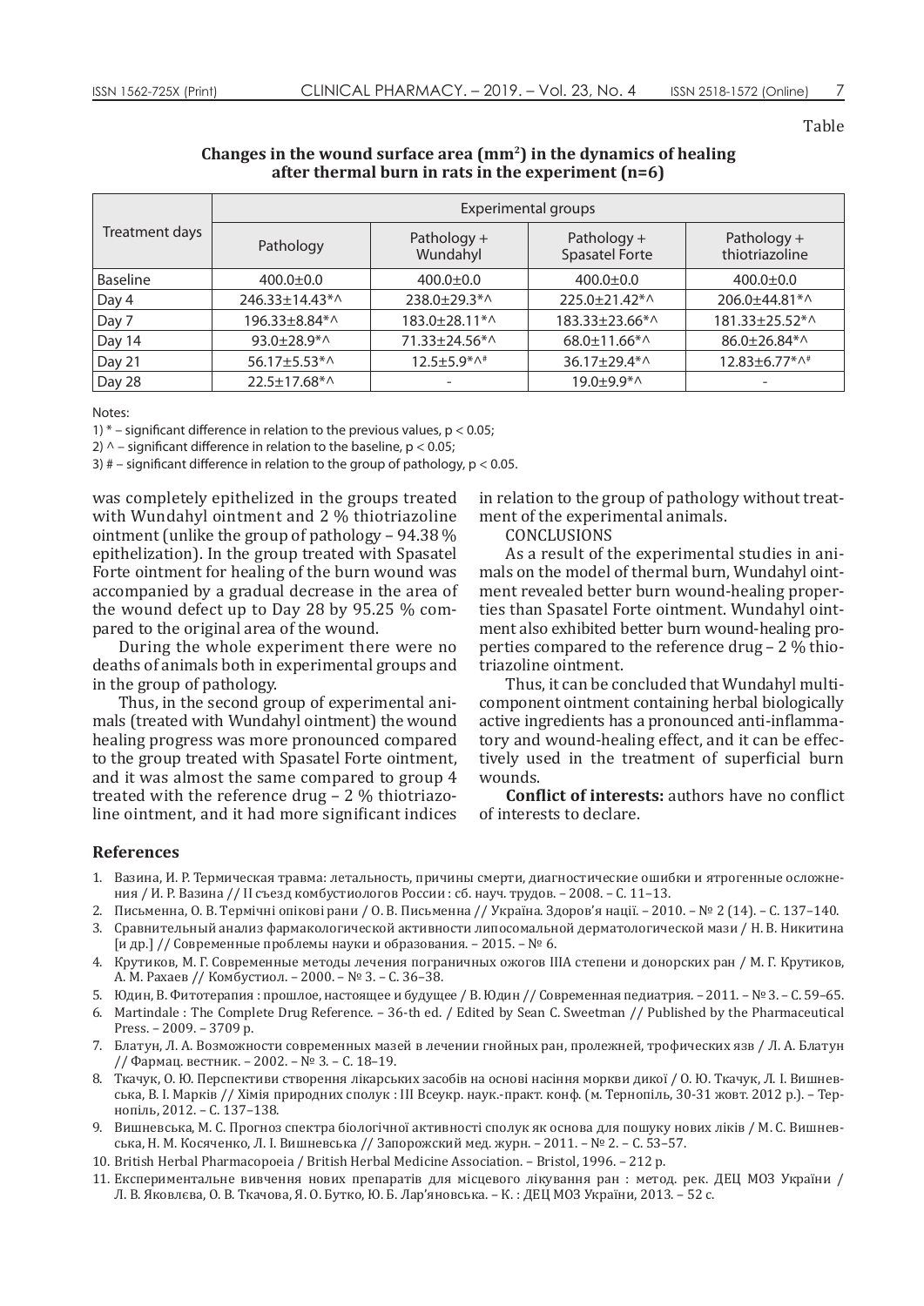Table

**Changes in the wound surface area (mm$^2$) in the dynamics of healing after thermal burn in rats in the experiment (n=6)**

| Treatment days | Experimental groups | | | |
|---|---|---|---|---|
| | Pathology | Pathology + Wundahyl | Pathology + Spasatel Forte | Pathology + thiotriazoline |
| Baseline | 400.0±0.0 | 400.0±0.0 | 400.0±0.0 | 400.0±0.0 |
| Day 4 | 246.33±14.43*^ | 238.0±29.3*^ | 225.0±21.42*^ | 206.0±44.81*^ |
| Day 7 | 196.33±8.84*^ | 183.0±28.11*^ | 183.33±23.66*^ | 181.33±25.52*^ |
| Day 14 | 93.0±28.9*^ | 71.33±24.56*^ | 68.0±11.66*^ | 86.0±26.84*^ |
| Day 21 | 56.17±5.53*^ | 12.5±5.9*^# | 36.17±29.4*^ | 12.83±6.77*^# |
| Day 28 | 22.5±17.68*^ | - | 19.0±9.9*^ | - |

Notes:

1) * – significant difference in relation to the previous values, $p < 0.05$;

2) ^ – significant difference in relation to the baseline, $p < 0.05$;

3) # – significant difference in relation to the group of pathology, $p < 0.05$.

was completely epithelized in the groups treated with Wundahyl ointment and 2 % thiotriazoline ointment (unlike the group of pathology – 94.38 % epithelization). In the group treated with Spasatel Forte ointment for healing of the burn wound was accompanied by a gradual decrease in the area of the wound defect up to Day 28 by 95.25 % compared to the original area of the wound.

During the whole experiment there were no deaths of animals both in experimental groups and in the group of pathology.

Thus, in the second group of experimental animals (treated with Wundahyl ointment) the wound healing progress was more pronounced compared to the group treated with Spasatel Forte ointment, and it was almost the same compared to group 4 treated with the reference drug – 2 % thiotriazoline ointment, and it had more significant indices in relation to the group of pathology without treatment of the experimental animals.

CONCLUSIONS

As a result of the experimental studies in animals on the model of thermal burn, Wundahyl ointment revealed better burn wound-healing properties than Spasatel Forte ointment. Wundahyl ointment also exhibited better burn wound-healing properties compared to the reference drug – 2 % thiotriazoline ointment.

Thus, it can be concluded that Wundahyl multicomponent ointment containing herbal biologically active ingredients has a pronounced anti-inflammatory and wound-healing effect, and it can be effectively used in the treatment of superficial burn wounds.

**Conflict of interests:** authors have no conflict of interests to declare.

## References

1. Вазина, И. Р. Термическая травма: летальность, причины смерти, диагностические ошибки и ятрогенные осложнения / И. Р. Вазина // II съезд комбустиологов России : сб. науч. трудов. – 2008. – С. 11–13.
2. Письменна, О. В. Термічні опікові рани / О. В. Письменна // Україна. Здоров'я нації. – 2010. – № 2 (14). – С. 137–140.
3. Сравнительный анализ фармакологической активности липосомальной дерматологической мази / Н. В. Никитина [и др.] // Современные проблемы науки и образования. – 2015. – № 6.
4. Крутиков, М. Г. Современные методы лечения пограничных ожогов IIIA степени и донорских ран / М. Г. Крутиков, А. М. Рахаев // Комбустиол. – 2000. – № 3. – С. 36–38.
5. Юдин, В. Фитотерапия : прошлое, настоящее и будущее / В. Юдин // Современная педиатрия. – 2011. – № 3. – С. 59–65.
6. Martindale : The Complete Drug Reference. – 36-th ed. / Edited by Sean C. Sweetman // Published by the Pharmaceutical Press. – 2009. – 3709 p.
7. Блатун, Л. А. Возможности современных мазей в лечении гнойных ран, пролежней, трофических язв / Л. А. Блатун // Фармац. вестник. – 2002. – № 3. – С. 18–19.
8. Ткачук, О. Ю. Перспективи створення лікарських засобів на основі насіння моркви дикої / О. Ю. Ткачук, Л. І. Вишневська, В. І. Марків // Хімія природних сполук : III Всеукр. наук.-практ. конф. (м. Тернопіль, 30-31 жовт. 2012 р.). – Тернопіль, 2012. – С. 137–138.
9. Вишневська, М. С. Прогноз спектра біологічної активності сполук як основа для пошуку нових ліків / М. С. Вишневська, Н. М. Косяченко, Л. І. Вишневська // Запорожский мед. журн. – 2011. – № 2. – С. 53–57.
10. British Herbal Pharmacopoeia / British Herbal Medicine Association. – Bristol, 1996. – 212 p.
11. Експериментальне вивчення нових препаратів для місцевого лікування ран : метод. рек. ДЕЦ МОЗ України / Л. В. Яковлєва, О. В. Ткачова, Я. О. Бутко, Ю. Б. Лар'яновська. – К. : ДЕЦ МОЗ України, 2013. – 52 с.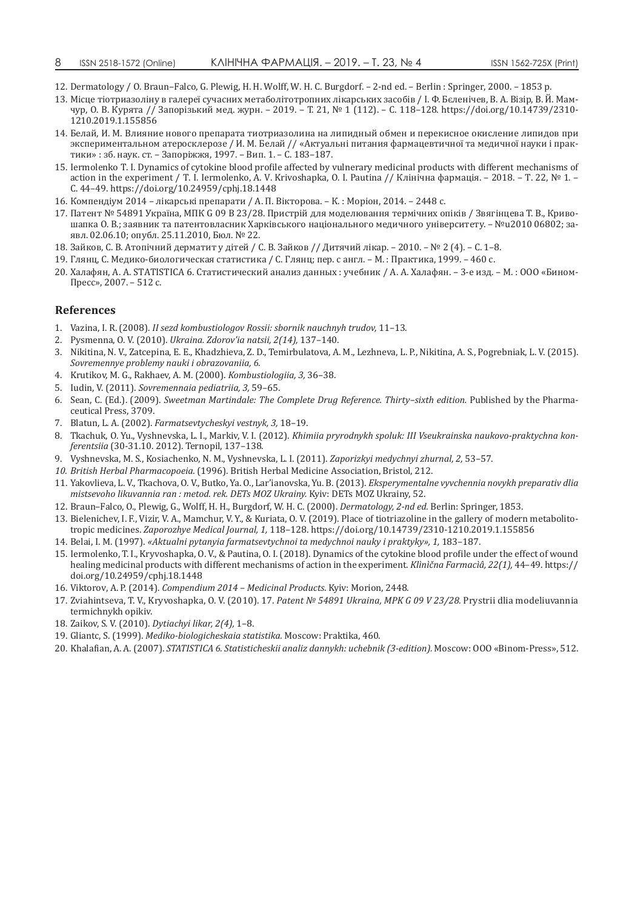12. Dermatology / O. Braun–Falco, G. Plewig, H. H. Wolff, W. H. C. Burgdorf. – 2-nd ed. – Berlin : Springer, 2000. – 1853 p.
13. Місце тіотриазоліну в галереї сучасних метаболітотропних лікарських засобів / І. Ф. Бєленічев, В. А. Візір, В. Й. Мамчур, О. В. Курята // Запорізький мед. журн. – 2019. – Т. 21, № 1 (112). – С. 118–128. https://doi.org/10.14739/2310-1210.2019.1.155856
14. Белай, И. М. Влияние нового препарата тиотриазолина на липидный обмен и перекисное окисление липидов при экспериментальном атеросклерозе / И. М. Белай // «Актуальні питания фармацевтичної та медичної науки і практики» : зб. наук. ст. – Запоріжжя, 1997. – Вип. 1. – С. 183–187.
15. Iermolenko T. I. Dynamics of cytokine blood profile affected by vulnerary medicinal products with different mechanisms of action in the experiment / T. I. Iermolenko, A. V. Krivoshapka, O. I. Pautina // Клінічна фармація. – 2018. – Т. 22, № 1. – С. 44–49. https://doi.org/10.24959/cphj.18.1448
16. Компендіум 2014 – лікарські препарати / А. П. Вікторова. – К. : Моріон, 2014. – 2448 с.
17. Патент № 54891 Україна, МПК G 09 В 23/28. Пристрій для моделювання термічних опіків / Звягінцева Т. В., Кривошапка О. В.; заявник та патентовласник Харківського національного медичного університету. – №u2010 06802; заявл. 02.06.10; опубл. 25.11.2010, Бюл. № 22.
18. Зайков, С. В. Атопічний дерматит у дітей / С. В. Зайков // Дитячий лікар. – 2010. – № 2 (4). – С. 1–8.
19. Гланц, С. Медико-биологическая статистика / С. Гланц; пер. с англ. – М. : Практика, 1999. – 460 с.
20. Халафян, А. А. STATISTICA 6. Статистический анализ данных : учебник / А. А. Халафян. – 3-е изд. – М. : ООО «Бином-Пресс», 2007. – 512 с.

## References

1. Vazina, I. R. (2008). *II sezd kombustiologov Rossii: sbornik nauchnyh trudov,* 11–13.
2. Pysmenna, O. V. (2010). *Ukraina. Zdorov'ia natsii, 2(14),* 137–140.
3. Nikitina, N. V., Zatcepina, E. E., Khadzhieva, Z. D., Temirbulatova, A. M., Lezhneva, L. P., Nikitina, A. S., Pogrebniak, L. V. (2015). *Sovremennye problemy nauki i obrazovaniia, 6.*
4. Krutikov, M. G., Rakhaev, A. M. (2000). *Kombustiologiia, 3,* 36–38.
5. Iudin, V. (2011). *Sovremennaia pediatriia, 3,* 59–65.
6. Sean, C. (Ed.). (2009). *Sweetman Martindale: The Complete Drug Reference. Thirty–sixth edition.* Published by the Pharmaceutical Press, 3709.
7. Blatun, L. A. (2002). *Farmatsevtycheskyi vestnyk, 3,* 18–19.
8. Tkachuk, O. Yu., Vyshnevska, L. I., Markiv, V. I. (2012). *Khimiia pryrodnykh spoluk: III Vseukrainska naukovo-praktychna konferentsiia* (30-31.10. 2012). Ternopil, 137–138.
9. Vyshnevska, M. S., Kosiachenko, N. M., Vyshnevska, L. I. (2011). *Zaporizkyi medychnyi zhurnal, 2,* 53–57.
10. *British Herbal Pharmacopoeia.* (1996). British Herbal Medicine Association, Bristol, 212.
11. Yakovlieva, L. V., Tkachova, O. V., Butko, Ya. O., Lar'ianovska, Yu. B. (2013). *Eksperymentalne vyvchennia novykh preparativ dlia mistsevoho likuvannia ran : metod. rek. DETs MOZ Ukrainy.* Kyiv: DETs MOZ Ukrainy, 52.
12. Braun–Falco, O., Plewig, G., Wolff, H. H., Burgdorf, W. H. C. (2000). *Dermatology, 2-nd ed.* Berlin: Springer, 1853.
13. Bielenichev, I. F., Vizir, V. A., Mamchur, V. Y., & Kuriata, O. V. (2019). Place of tiotriazoline in the gallery of modern metabolitotropic medicines. *Zaporozhye Medical Journal, 1,* 118–128. https://doi.org/10.14739/2310-1210.2019.1.155856
14. Belai, I. M. (1997). *«Aktualni pytanyia farmatsevtychnoi ta medychnoi nauky i praktyky», 1,* 183–187.
15. Iermolenko, T. I., Kryvoshapka, O. V., & Pautina, O. I. (2018). Dynamics of the cytokine blood profile under the effect of wound healing medicinal products with different mechanisms of action in the experiment. *Klìnìčna Farmacìâ, 22(1),* 44–49. https://doi.org/10.24959/cphj.18.1448
16. Viktorov, A. P. (2014). *Compendium 2014 – Medicinal Products.* Kyiv: Morion, 2448.
17. Zviahintseva, T. V., Kryvoshapka, O. V. (2010). 17. *Patent № 54891 Ukraina, MPK G 09 V 23/28.* Prystrii dlia modeliuvannia termichnykh opikiv.
18. Zaikov, S. V. (2010). *Dytiachyi likar, 2(4),* 1–8.
19. Gliantc, S. (1999). *Mediko-biologicheskaia statistika.* Moscow: Praktika, 460.
20. Khalafian, A. A. (2007). *STATISTICA 6. Statisticheskii analiz dannykh: uchebnik (3-edition).* Moscow: OOO «Binom-Press», 512.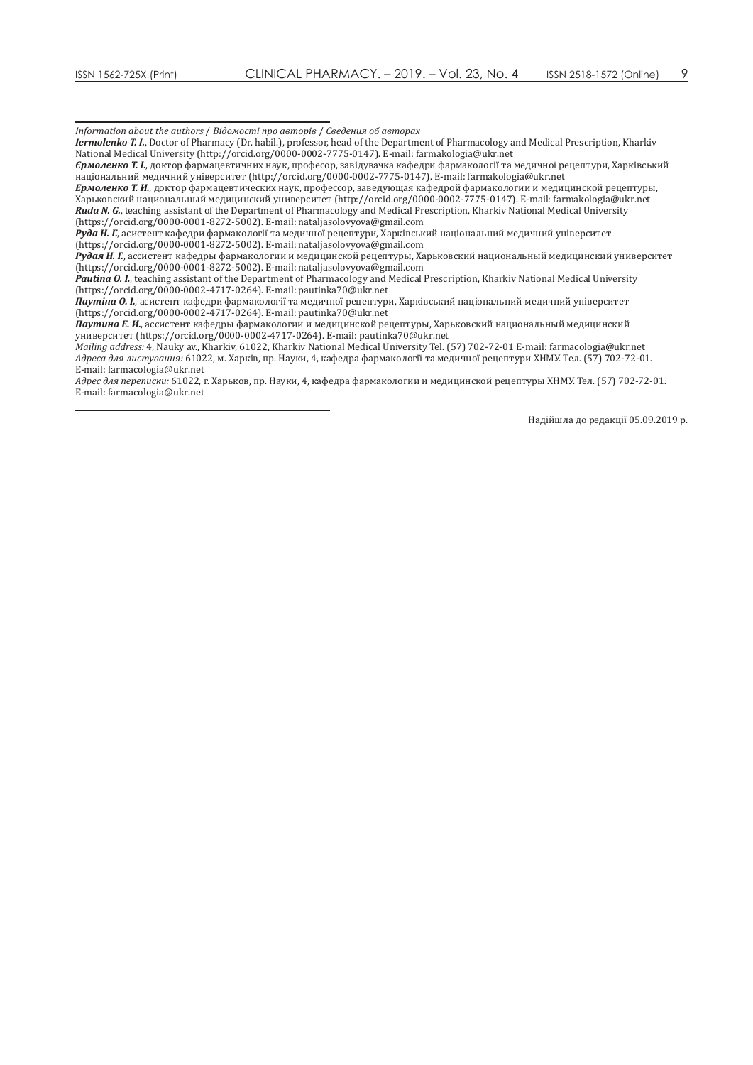---

*Information about the authors / Відомості про авторів / Сведения об авторах*

***Iermolenko T. I.***, Doctor of Pharmacy (Dr. habil.), professor, head of the Department of Pharmacology and Medical Prescription, Kharkiv National Medical University (http://orcid.org/0000-0002-7775-0147). E-mail: farmakologia@ukr.net

***Єрмоленко Т. І.***, доктор фармацевтичних наук, професор, завідувачка кафедри фармакології та медичної рецептури, Харківський національний медичний університет (http://orcid.org/0000-0002-7775-0147). E-mail: farmakologia@ukr.net

***Ермоленко Т. И.***, доктор фармацевтических наук, профессор, заведующая кафедрой фармакологии и медицинской рецептуры, Харьковский национальный медицинский университет (http://orcid.org/0000-0002-7775-0147). E-mail: farmakologia@ukr.net

***Ruda N. G.***, teaching assistant of the Department of Pharmacology and Medical Prescription, Kharkiv National Medical University (https://orcid.org/0000-0001-8272-5002). E-mail: nataljasolovyova@gmail.com

***Руда Н. Г.***, асистент кафедри фармакології та медичної рецептури, Харківський національний медичний університет (https://orcid.org/0000-0001-8272-5002). E-mail: nataljasolovyova@gmail.com

***Рудая Н. Г.***, ассистент кафедры фармакологии и медицинской рецептуры, Харьковский национальный медицинский университет (https://orcid.org/0000-0001-8272-5002). E-mail: nataljasolovyova@gmail.com

***Pautina O. I.***, teaching assistant of the Department of Pharmacology and Medical Prescription, Kharkiv National Medical University (https://orcid.org/0000-0002-4717-0264). E-mail: pautinka70@ukr.net

***Паутіна О. І.***, асистент кафедри фармакології та медичної рецептури, Харківський національний медичний університет (https://orcid.org/0000-0002-4717-0264). E-mail: pautinka70@ukr.net

***Паутина Е. И.***, ассистент кафедры фармакологии и медицинской рецептуры, Харьковский национальный медицинский университет (https://orcid.org/0000-0002-4717-0264). E-mail: pautinka70@ukr.net

*Mailing address:* 4, Nauky av., Kharkiv, 61022, Kharkiv National Medical University Tel. (57) 702-72-01 E-mail: farmacologia@ukr.net

*Адреса для листування:* 61022, м. Харків, пр. Науки, 4, кафедра фармакології та медичної рецептури ХНМУ. Тел. (57) 702-72-01. E-mail: farmacologia@ukr.net

*Адрес для переписки:* 61022, г. Харьков, пр. Науки, 4, кафедра фармакологии и медицинской рецептуры ХНМУ. Тел. (57) 702-72-01. E-mail: farmacologia@ukr.net

---

Надійшла до редакції 05.09.2019 р.